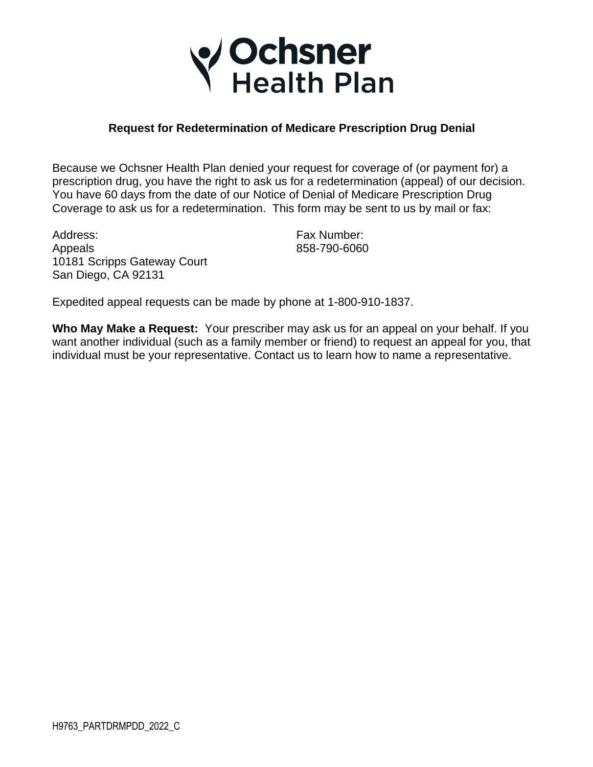# Ochsner Health Plan

## Request for Redetermination of Medicare Prescription Drug Denial

Because we Ochsner Health Plan denied your request for coverage of (or payment for) a prescription drug, you have the right to ask us for a redetermination (appeal) of our decision. You have 60 days from the date of our Notice of Denial of Medicare Prescription Drug Coverage to ask us for a redetermination. This form may be sent to us by mail or fax:

Address:
Appeals
10181 Scripps Gateway Court
San Diego, CA 92131

Fax Number:
858-790-6060

Expedited appeal requests can be made by phone at 1-800-910-1837.

**Who May Make a Request:** Your prescriber may ask us for an appeal on your behalf. If you want another individual (such as a family member or friend) to request an appeal for you, that individual must be your representative. Contact us to learn how to name a representative.

H9763_PARTDRMPDD_2022_C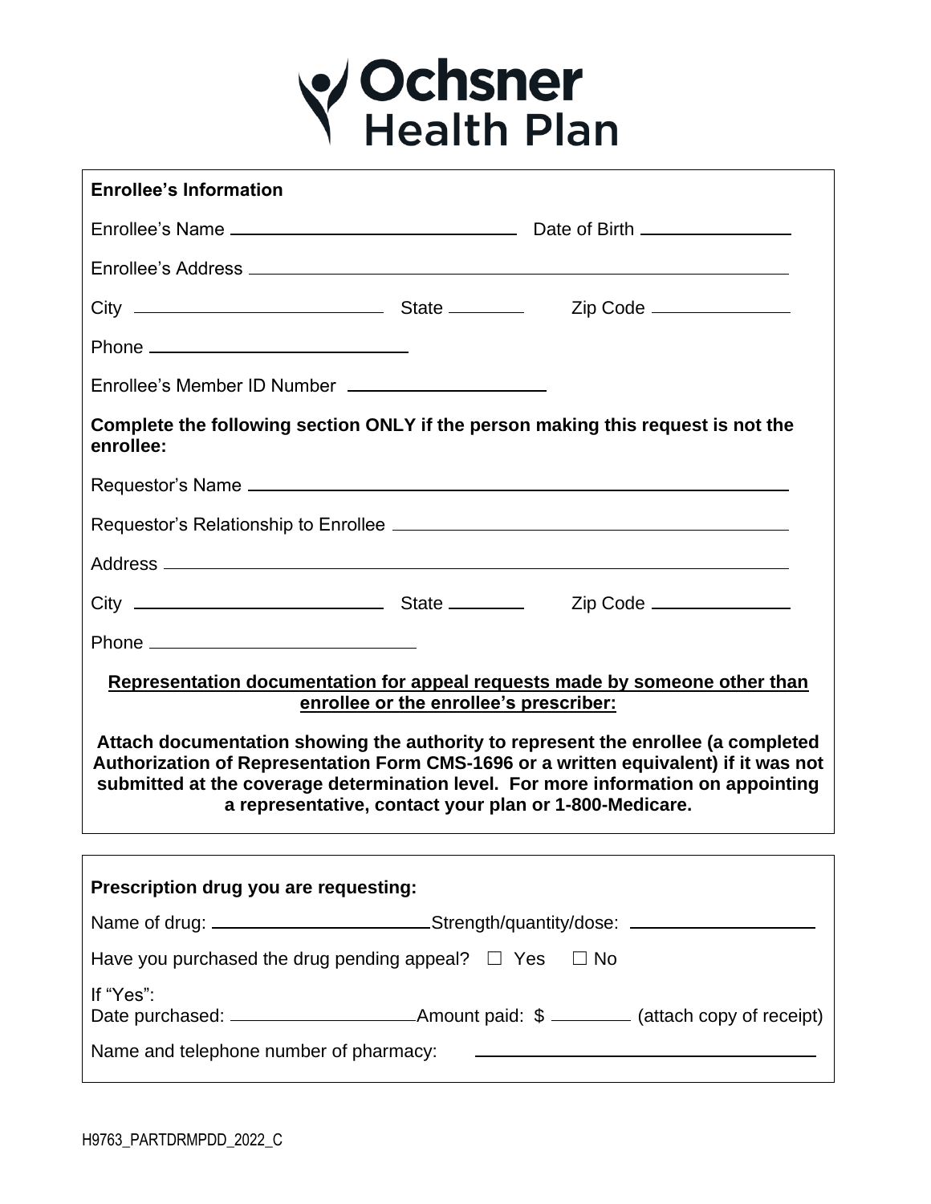Ochsner Health Plan

**Enrollee's Information**

Enrollee's Name \_\_\_\_\_\_\_\_\_\_\_\_\_\_\_\_\_\_\_\_\_\_\_\_\_\_\_\_ Date of Birth \_\_\_\_\_\_\_\_\_\_\_\_\_\_\_

Enrollee's Address \_\_\_\_\_\_\_\_\_\_\_\_\_\_\_\_\_\_\_\_\_\_\_\_\_\_\_\_\_\_\_\_\_\_\_\_\_\_\_\_\_\_\_\_\_\_\_\_\_\_\_\_\_

City \_\_\_\_\_\_\_\_\_\_\_\_\_\_\_\_\_\_\_\_\_\_\_\_ State \_\_\_\_\_\_\_\_ Zip Code \_\_\_\_\_\_\_\_\_\_\_\_\_\_\_

Phone \_\_\_\_\_\_\_\_\_\_\_\_\_\_\_\_\_\_\_\_\_\_\_\_\_\_

Enrollee's Member ID Number \_\_\_\_\_\_\_\_\_\_\_\_\_\_\_\_\_\_\_\_

**Complete the following section ONLY if the person making this request is not the enrollee:**

Requestor's Name \_\_\_\_\_\_\_\_\_\_\_\_\_\_\_\_\_\_\_\_\_\_\_\_\_\_\_\_\_\_\_\_\_\_\_\_\_\_\_\_\_\_\_\_\_\_\_\_\_\_\_\_\_\_

Requestor's Relationship to Enrollee \_\_\_\_\_\_\_\_\_\_\_\_\_\_\_\_\_\_\_\_\_\_\_\_\_\_\_\_\_\_\_\_\_\_\_\_\_\_\_

Address \_\_\_\_\_\_\_\_\_\_\_\_\_\_\_\_\_\_\_\_\_\_\_\_\_\_\_\_\_\_\_\_\_\_\_\_\_\_\_\_\_\_\_\_\_\_\_\_\_\_\_\_\_\_\_\_\_\_\_\_\_\_\_

City \_\_\_\_\_\_\_\_\_\_\_\_\_\_\_\_\_\_\_\_\_\_\_\_ State \_\_\_\_\_\_\_\_ Zip Code \_\_\_\_\_\_\_\_\_\_\_\_\_\_\_

Phone \_\_\_\_\_\_\_\_\_\_\_\_\_\_\_\_\_\_\_\_\_\_\_\_\_\_

**Representation documentation for appeal requests made by someone other than enrollee or the enrollee's prescriber:**

**Attach documentation showing the authority to represent the enrollee (a completed Authorization of Representation Form CMS-1696 or a written equivalent) if it was not submitted at the coverage determination level. For more information on appointing a representative, contact your plan or 1-800-Medicare.**

**Prescription drug you are requesting:**

Name of drug: \_\_\_\_\_\_\_\_\_\_\_\_\_\_\_\_\_\_\_\_\_\_Strength/quantity/dose: \_\_\_\_\_\_\_\_\_\_\_\_\_\_\_\_\_\_\_\_

Have you purchased the drug pending appeal? ☐ Yes ☐ No

If "Yes":
Date purchased: \_\_\_\_\_\_\_\_\_\_\_\_\_\_\_\_\_\_\_Amount paid: $ \_\_\_\_\_\_\_\_ (attach copy of receipt)

Name and telephone number of pharmacy: \_\_\_\_\_\_\_\_\_\_\_\_\_\_\_\_\_\_\_\_\_\_\_\_\_\_\_\_\_\_\_\_\_\_\_

H9763_PARTDRMPDD_2022_C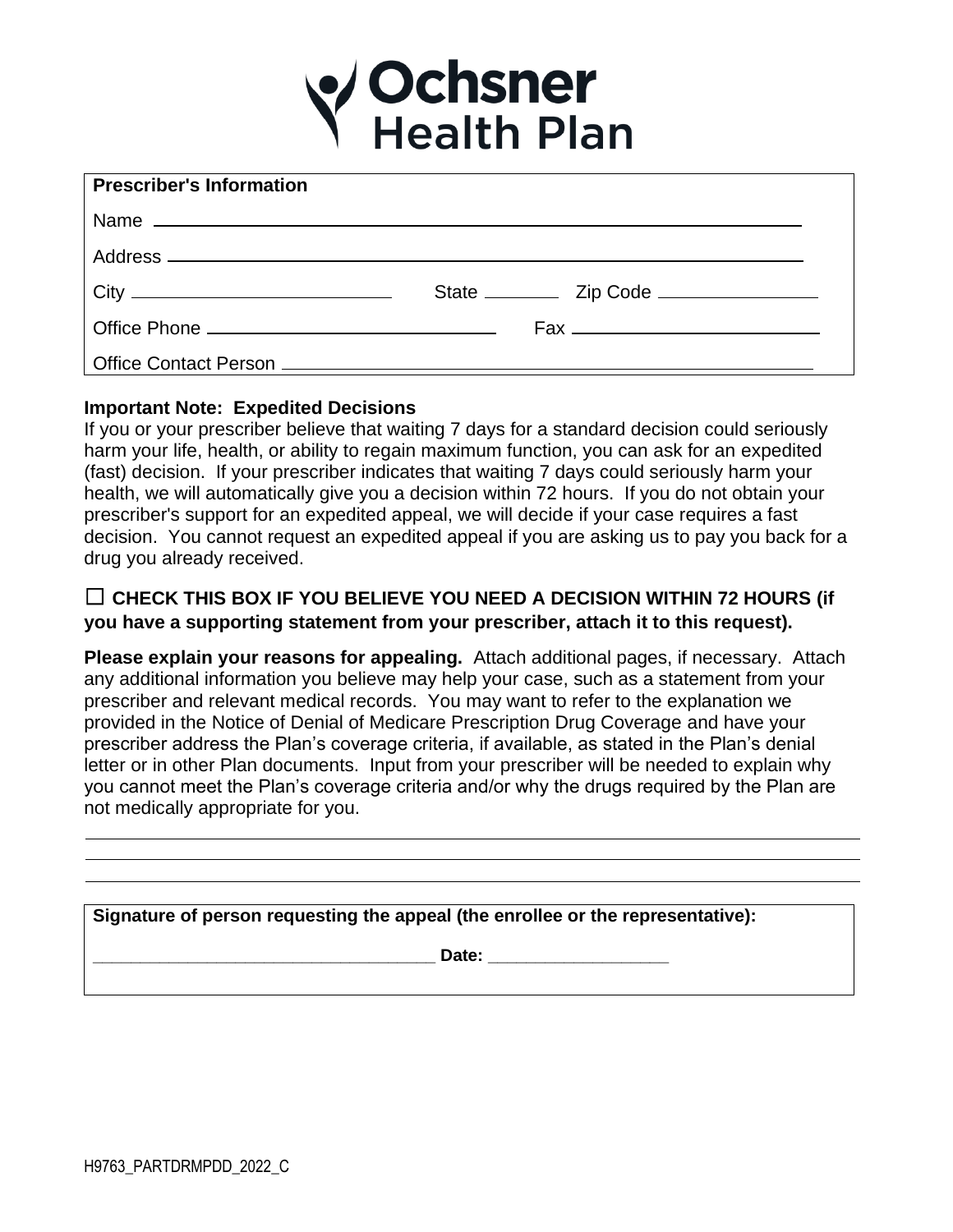# Ochsner Health Plan

**Prescriber's Information**

Name ____________________________________________

Address ____________________________________________

City ______________________ State ________ Zip Code ________________

Office Phone ______________________ Fax ______________________

Office Contact Person ____________________________________________

**Important Note: Expedited Decisions**

If you or your prescriber believe that waiting 7 days for a standard decision could seriously harm your life, health, or ability to regain maximum function, you can ask for an expedited (fast) decision. If your prescriber indicates that waiting 7 days could seriously harm your health, we will automatically give you a decision within 72 hours. If you do not obtain your prescriber's support for an expedited appeal, we will decide if your case requires a fast decision. You cannot request an expedited appeal if you are asking us to pay you back for a drug you already received.

☐ **CHECK THIS BOX IF YOU BELIEVE YOU NEED A DECISION WITHIN 72 HOURS (if you have a supporting statement from your prescriber, attach it to this request).**

**Please explain your reasons for appealing.** Attach additional pages, if necessary. Attach any additional information you believe may help your case, such as a statement from your prescriber and relevant medical records. You may want to refer to the explanation we provided in the Notice of Denial of Medicare Prescription Drug Coverage and have your prescriber address the Plan's coverage criteria, if available, as stated in the Plan's denial letter or in other Plan documents. Input from your prescriber will be needed to explain why you cannot meet the Plan's coverage criteria and/or why the drugs required by the Plan are not medically appropriate for you.

________________________________________________________________________

________________________________________________________________________

________________________________________________________________________

**Signature of person requesting the appeal (the enrollee or the representative):**

**___________________________________ Date: ___________________**

H9763_PARTDRMPDD_2022_C